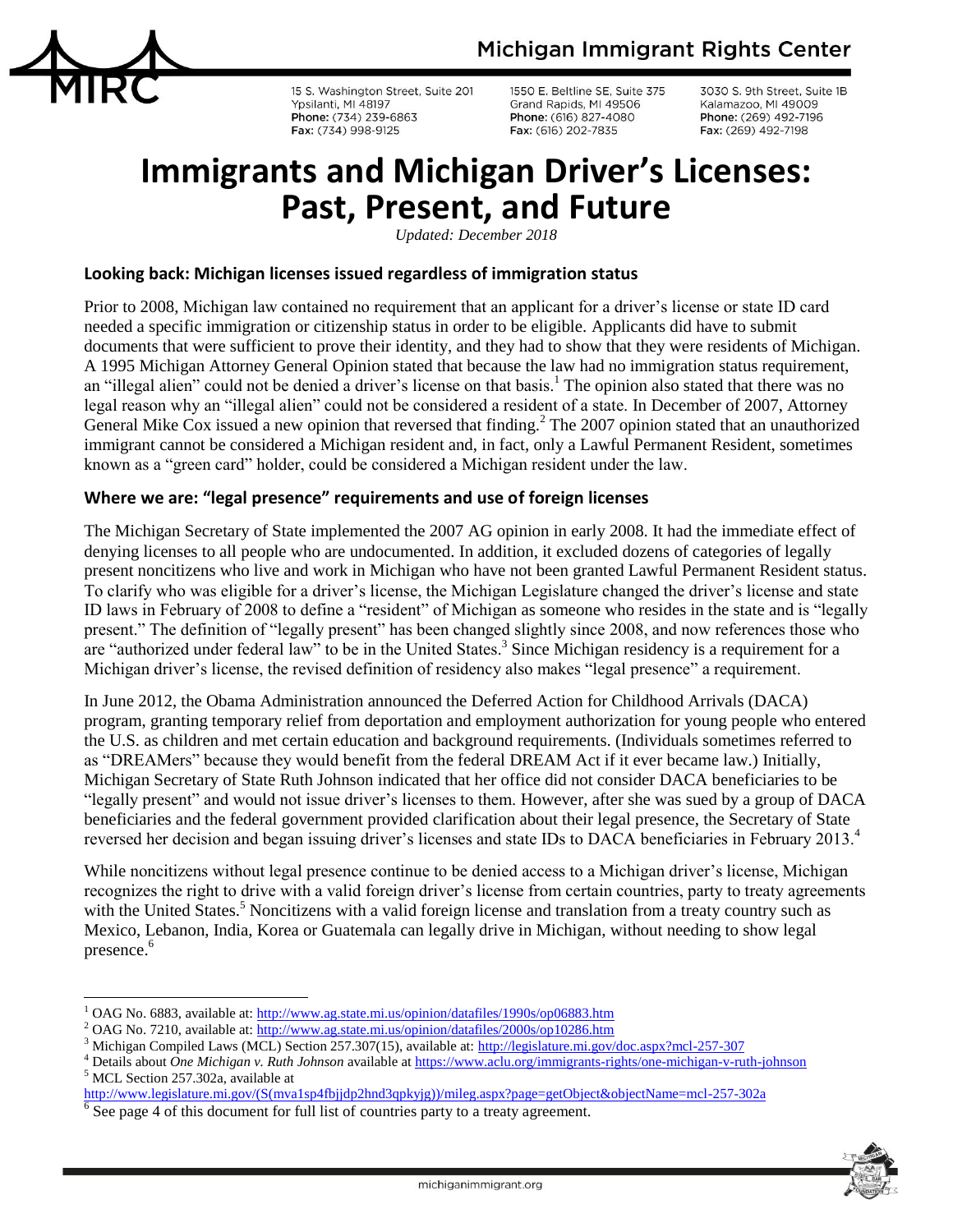# Immigrants and Michigan Driver's Licenses: Past, Present, and Future

*Updated: December 2018*

### Looking back: Michigan licenses issued regardless of immigration status

Prior to 2008, Michigan law contained no requirement that an applicant for a driver's license or state ID card needed a specific immigration or citizenship status in order to be eligible. Applicants did have to submit documents that were sufficient to prove their identity, and they had to show that they were residents of Michigan. A 1995 Michigan Attorney General Opinion stated that because the law had no immigration status requirement, an "illegal alien" could not be denied a driver's license on that basis.[1] The opinion also stated that there was no legal reason why an "illegal alien" could not be considered a resident of a state. In December of 2007, Attorney General Mike Cox issued a new opinion that reversed that finding.[2] The 2007 opinion stated that an unauthorized immigrant cannot be considered a Michigan resident and, in fact, only a Lawful Permanent Resident, sometimes known as a "green card" holder, could be considered a Michigan resident under the law.

### Where we are: "legal presence" requirements and use of foreign licenses

The Michigan Secretary of State implemented the 2007 AG opinion in early 2008. It had the immediate effect of denying licenses to all people who are undocumented. In addition, it excluded dozens of categories of legally present noncitizens who live and work in Michigan who have not been granted Lawful Permanent Resident status. To clarify who was eligible for a driver's license, the Michigan Legislature changed the driver's license and state ID laws in February of 2008 to define a "resident" of Michigan as someone who resides in the state and is "legally present." The definition of "legally present" has been changed slightly since 2008, and now references those who are "authorized under federal law" to be in the United States.[3] Since Michigan residency is a requirement for a Michigan driver's license, the revised definition of residency also makes "legal presence" a requirement.

In June 2012, the Obama Administration announced the Deferred Action for Childhood Arrivals (DACA) program, granting temporary relief from deportation and employment authorization for young people who entered the U.S. as children and met certain education and background requirements. (Individuals sometimes referred to as "DREAMers" because they would benefit from the federal DREAM Act if it ever became law.) Initially, Michigan Secretary of State Ruth Johnson indicated that her office did not consider DACA beneficiaries to be "legally present" and would not issue driver's licenses to them. However, after she was sued by a group of DACA beneficiaries and the federal government provided clarification about their legal presence, the Secretary of State reversed her decision and began issuing driver's licenses and state IDs to DACA beneficiaries in February 2013.[4]

While noncitizens without legal presence continue to be denied access to a Michigan driver's license, Michigan recognizes the right to drive with a valid foreign driver's license from certain countries, party to treaty agreements with the United States.[5] Noncitizens with a valid foreign license and translation from a treaty country such as Mexico, Lebanon, India, Korea or Guatemala can legally drive in Michigan, without needing to show legal presence.[6]

---

[1] OAG No. 6883, available at: http://www.ag.state.mi.us/opinion/datafiles/1990s/op06883.htm

[2] OAG No. 7210, available at: http://www.ag.state.mi.us/opinion/datafiles/2000s/op10286.htm

[3] Michigan Compiled Laws (MCL) Section 257.307(15), available at: http://legislature.mi.gov/doc.aspx?mcl-257-307

[4] Details about *One Michigan v. Ruth Johnson* available at https://www.aclu.org/immigrants-rights/one-michigan-v-ruth-johnson

[5] MCL Section 257.302a, available at http://www.legislature.mi.gov/(S(mva1sp4fbjjdp2hnd3qpkyjg))/mileg.aspx?page=getObject&objectName=mcl-257-302a

[6] See page 4 of this document for full list of countries party to a treaty agreement.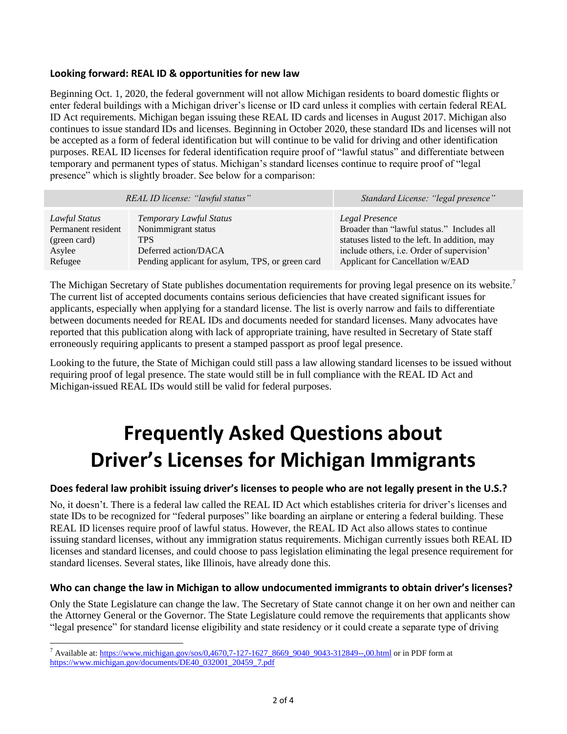### Looking forward: REAL ID & opportunities for new law

Beginning Oct. 1, 2020, the federal government will not allow Michigan residents to board domestic flights or enter federal buildings with a Michigan driver's license or ID card unless it complies with certain federal REAL ID Act requirements. Michigan began issuing these REAL ID cards and licenses in August 2017. Michigan also continues to issue standard IDs and licenses. Beginning in October 2020, these standard IDs and licenses will not be accepted as a form of federal identification but will continue to be valid for driving and other identification purposes. REAL ID licenses for federal identification require proof of "lawful status" and differentiate between temporary and permanent types of status. Michigan's standard licenses continue to require proof of "legal presence" which is slightly broader. See below for a comparison:

| *REAL ID license: "lawful status"* | | *Standard License: "legal presence"* |
|---|---|---|
| *Lawful Status*<br>Permanent resident (green card)<br>Asylee<br>Refugee | *Temporary Lawful Status*<br>Nonimmigrant status<br>TPS<br>Deferred action/DACA<br>Pending applicant for asylum, TPS, or green card | *Legal Presence*<br>Broader than "lawful status." Includes all statuses listed to the left. In addition, may include others, i.e. Order of supervision' Applicant for Cancellation w/EAD |

The Michigan Secretary of State publishes documentation requirements for proving legal presence on its website.[7] The current list of accepted documents contains serious deficiencies that have created significant issues for applicants, especially when applying for a standard license. The list is overly narrow and fails to differentiate between documents needed for REAL IDs and documents needed for standard licenses. Many advocates have reported that this publication along with lack of appropriate training, have resulted in Secretary of State staff erroneously requiring applicants to present a stamped passport as proof legal presence.

Looking to the future, the State of Michigan could still pass a law allowing standard licenses to be issued without requiring proof of legal presence. The state would still be in full compliance with the REAL ID Act and Michigan-issued REAL IDs would still be valid for federal purposes.

# Frequently Asked Questions about Driver's Licenses for Michigan Immigrants

### Does federal law prohibit issuing driver's licenses to people who are not legally present in the U.S.?

No, it doesn't. There is a federal law called the REAL ID Act which establishes criteria for driver's licenses and state IDs to be recognized for "federal purposes" like boarding an airplane or entering a federal building. These REAL ID licenses require proof of lawful status. However, the REAL ID Act also allows states to continue issuing standard licenses, without any immigration status requirements. Michigan currently issues both REAL ID licenses and standard licenses, and could choose to pass legislation eliminating the legal presence requirement for standard licenses. Several states, like Illinois, have already done this.

### Who can change the law in Michigan to allow undocumented immigrants to obtain driver's licenses?

Only the State Legislature can change the law. The Secretary of State cannot change it on her own and neither can the Attorney General or the Governor. The State Legislature could remove the requirements that applicants show "legal presence" for standard license eligibility and state residency or it could create a separate type of driving

[7] Available at: https://www.michigan.gov/sos/0,4670,7-127-1627_8669_9040_9043-312849--,00.html or in PDF form at https://www.michigan.gov/documents/DE40_032001_20459_7.pdf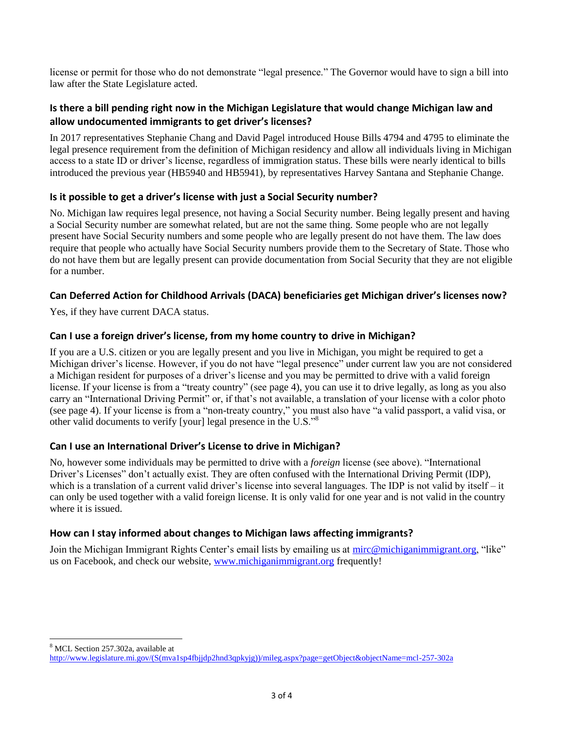license or permit for those who do not demonstrate "legal presence." The Governor would have to sign a bill into law after the State Legislature acted.

### Is there a bill pending right now in the Michigan Legislature that would change Michigan law and allow undocumented immigrants to get driver's licenses?

In 2017 representatives Stephanie Chang and David Pagel introduced House Bills 4794 and 4795 to eliminate the legal presence requirement from the definition of Michigan residency and allow all individuals living in Michigan access to a state ID or driver's license, regardless of immigration status. These bills were nearly identical to bills introduced the previous year (HB5940 and HB5941), by representatives Harvey Santana and Stephanie Change.

### Is it possible to get a driver's license with just a Social Security number?

No. Michigan law requires legal presence, not having a Social Security number. Being legally present and having a Social Security number are somewhat related, but are not the same thing. Some people who are not legally present have Social Security numbers and some people who are legally present do not have them. The law does require that people who actually have Social Security numbers provide them to the Secretary of State. Those who do not have them but are legally present can provide documentation from Social Security that they are not eligible for a number.

### Can Deferred Action for Childhood Arrivals (DACA) beneficiaries get Michigan driver's licenses now?

Yes, if they have current DACA status.

### Can I use a foreign driver's license, from my home country to drive in Michigan?

If you are a U.S. citizen or you are legally present and you live in Michigan, you might be required to get a Michigan driver's license. However, if you do not have "legal presence" under current law you are not considered a Michigan resident for purposes of a driver's license and you may be permitted to drive with a valid foreign license. If your license is from a "treaty country" (see page 4), you can use it to drive legally, as long as you also carry an "International Driving Permit" or, if that's not available, a translation of your license with a color photo (see page 4). If your license is from a "non-treaty country," you must also have "a valid passport, a valid visa, or other valid documents to verify [your] legal presence in the U.S."[8]

### Can I use an International Driver's License to drive in Michigan?

No, however some individuals may be permitted to drive with a *foreign* license (see above). "International Driver's Licenses" don't actually exist. They are often confused with the International Driving Permit (IDP), which is a translation of a current valid driver's license into several languages. The IDP is not valid by itself – it can only be used together with a valid foreign license. It is only valid for one year and is not valid in the country where it is issued.

### How can I stay informed about changes to Michigan laws affecting immigrants?

Join the Michigan Immigrant Rights Center's email lists by emailing us at mirc@michiganimmigrant.org, "like" us on Facebook, and check our website, www.michiganimmigrant.org frequently!

---

[8] MCL Section 257.302a, available at http://www.legislature.mi.gov/(S(mva1sp4fbjjdp2hnd3qpkyjg))/mileg.aspx?page=getObject&objectName=mcl-257-302a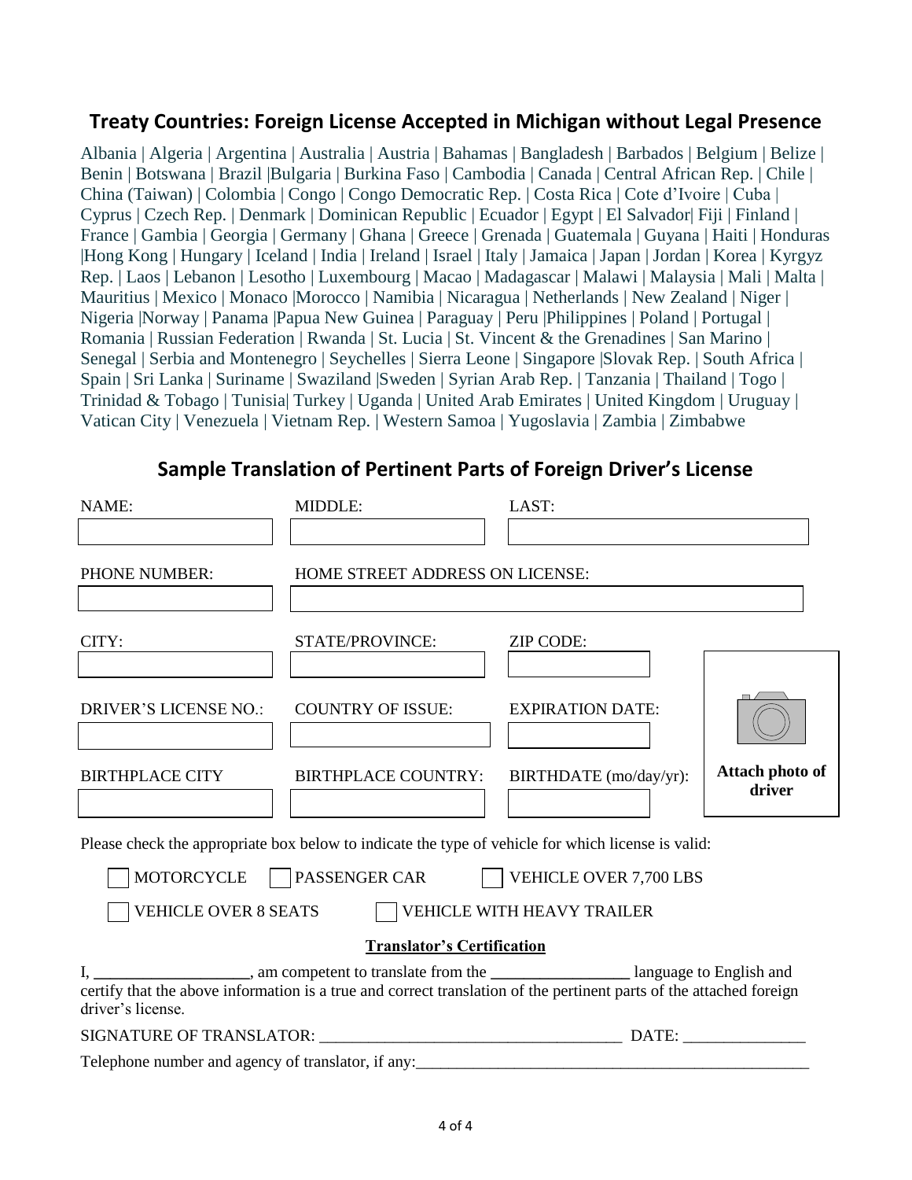## Treaty Countries: Foreign License Accepted in Michigan without Legal Presence

Albania | Algeria | Argentina | Australia | Austria | Bahamas | Bangladesh | Barbados | Belgium | Belize | Benin | Botswana | Brazil |Bulgaria | Burkina Faso | Cambodia | Canada | Central African Rep. | Chile | China (Taiwan) | Colombia | Congo | Congo Democratic Rep. | Costa Rica | Cote d'Ivoire | Cuba | Cyprus | Czech Rep. | Denmark | Dominican Republic | Ecuador | Egypt | El Salvador| Fiji | Finland | France | Gambia | Georgia | Germany | Ghana | Greece | Grenada | Guatemala | Guyana | Haiti | Honduras |Hong Kong | Hungary | Iceland | India | Ireland | Israel | Italy | Jamaica | Japan | Jordan | Korea | Kyrgyz Rep. | Laos | Lebanon | Lesotho | Luxembourg | Macao | Madagascar | Malawi | Malaysia | Mali | Malta | Mauritius | Mexico | Monaco |Morocco | Namibia | Nicaragua | Netherlands | New Zealand | Niger | Nigeria |Norway | Panama |Papua New Guinea | Paraguay | Peru |Philippines | Poland | Portugal | Romania | Russian Federation | Rwanda | St. Lucia | St. Vincent & the Grenadines | San Marino | Senegal | Serbia and Montenegro | Seychelles | Sierra Leone | Singapore |Slovak Rep. | South Africa | Spain | Sri Lanka | Suriname | Swaziland |Sweden | Syrian Arab Rep. | Tanzania | Thailand | Togo | Trinidad & Tobago | Tunisia| Turkey | Uganda | United Arab Emirates | United Kingdom | Uruguay | Vatican City | Venezuela | Vietnam Rep. | Western Samoa | Yugoslavia | Zambia | Zimbabwe

## Sample Translation of Pertinent Parts of Foreign Driver's License

NAME: ____________ MIDDLE: ____________ LAST: ____________

PHONE NUMBER: ____________ HOME STREET ADDRESS ON LICENSE: ____________

CITY: ____________ STATE/PROVINCE: ____________ ZIP CODE: ____________

DRIVER'S LICENSE NO.: ____________ COUNTRY OF ISSUE: ____________ EXPIRATION DATE: ____________

BIRTHPLACE CITY ____________ BIRTHPLACE COUNTRY: ____________ BIRTHDATE (mo/day/yr): ____________

**Attach photo of driver**

Please check the appropriate box below to indicate the type of vehicle for which license is valid:

- ☐ MOTORCYCLE
- ☐ PASSENGER CAR
- ☐ VEHICLE OVER 7,700 LBS
- ☐ VEHICLE OVER 8 SEATS
- ☐ VEHICLE WITH HEAVY TRAILER

**Translator's Certification**

I, ___________________, am competent to translate from the _________________ language to English and certify that the above information is a true and correct translation of the pertinent parts of the attached foreign driver's license.

SIGNATURE OF TRANSLATOR: ____________________________________ DATE: _______________

Telephone number and agency of translator, if any:_________________________________________________